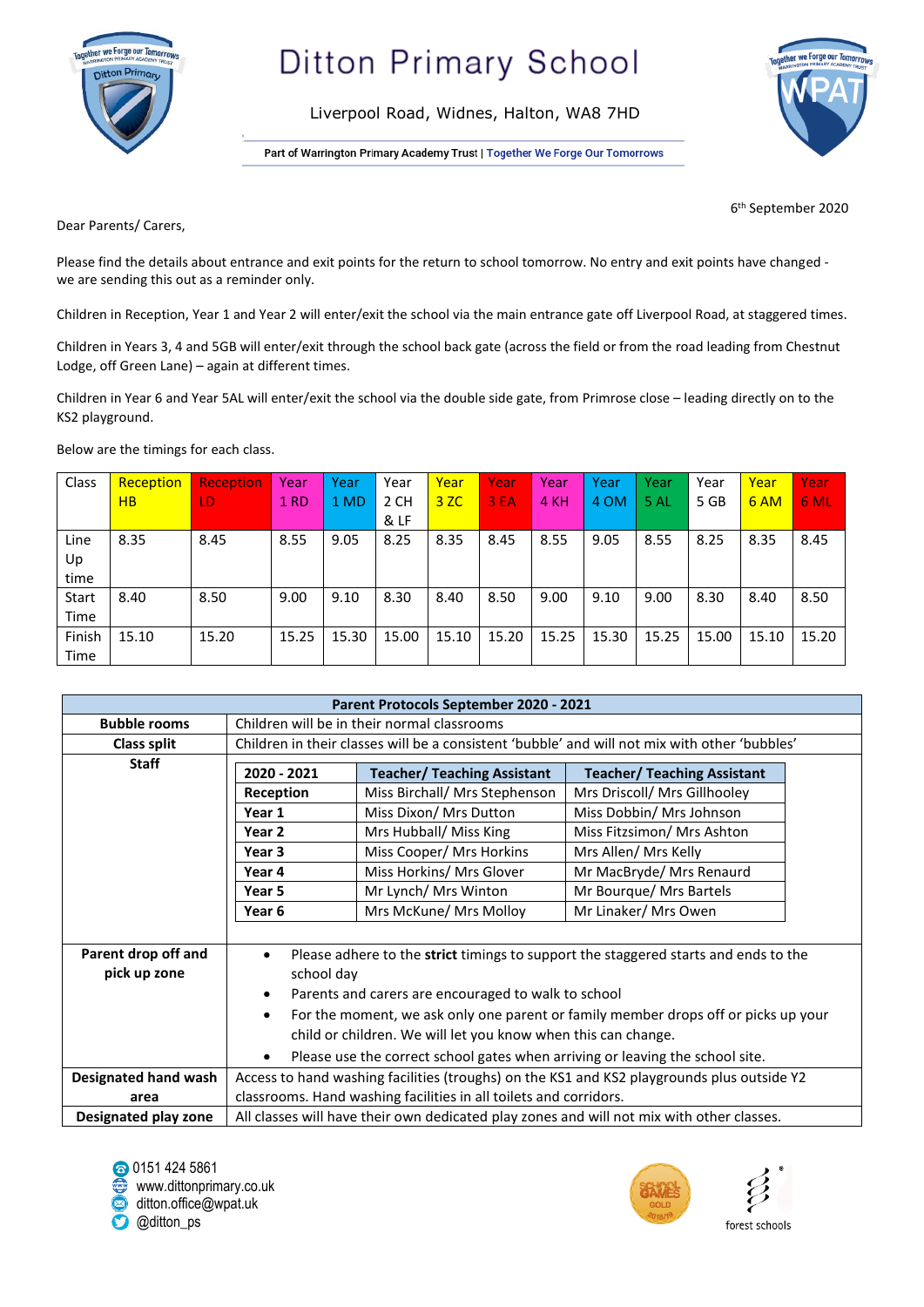# Ditton Primary School

Liverpool Road, Widnes, Halton, WA8 7HD

Part of Warrington Primary Academy Trust | Together We Forge Our Tomorrows

6th September 2020

Dear Parents/ Carers,

Please find the details about entrance and exit points for the return to school tomorrow. No entry and exit points have changed - we are sending this out as a reminder only.

Children in Reception, Year 1 and Year 2 will enter/exit the school via the main entrance gate off Liverpool Road, at staggered times.

Children in Years 3, 4 and 5GB will enter/exit through the school back gate (across the field or from the road leading from Chestnut Lodge, off Green Lane) – again at different times.

Children in Year 6 and Year 5AL will enter/exit the school via the double side gate, from Primrose close – leading directly on to the KS2 playground.

Below are the timings for each class.

| Class | Reception HB | Reception LD | Year 1 RD | Year 1 MD | Year 2 CH & LF | Year 3 ZC | Year 3 EA | Year 4 KH | Year 4 OM | Year 5 AL | Year 5 GB | Year 6 AM | Year 6 ML |
|---|---|---|---|---|---|---|---|---|---|---|---|---|---|
| Line Up time | 8.35 | 8.45 | 8.55 | 9.05 | 8.25 | 8.35 | 8.45 | 8.55 | 9.05 | 8.55 | 8.25 | 8.35 | 8.45 |
| Start Time | 8.40 | 8.50 | 9.00 | 9.10 | 8.30 | 8.40 | 8.50 | 9.00 | 9.10 | 9.00 | 8.30 | 8.40 | 8.50 |
| Finish Time | 15.10 | 15.20 | 15.25 | 15.30 | 15.00 | 15.10 | 15.20 | 15.25 | 15.30 | 15.25 | 15.00 | 15.10 | 15.20 |

| Parent Protocols September 2020 - 2021 | |
|---|---|
| **Bubble rooms** | Children will be in their normal classrooms |
| **Class split** | Children in their classes will be a consistent 'bubble' and will not mix with other 'bubbles' |
| **Staff** | See staff table below |
| **Parent drop off and pick up zone** | • Please adhere to the **strict** timings to support the staggered starts and ends to the school day<br>• Parents and carers are encouraged to walk to school<br>• For the moment, we ask only one parent or family member drops off or picks up your child or children. We will let you know when this can change.<br>• Please use the correct school gates when arriving or leaving the school site. |
| **Designated hand wash area** | Access to hand washing facilities (troughs) on the KS1 and KS2 playgrounds plus outside Y2 classrooms. Hand washing facilities in all toilets and corridors. |
| **Designated play zone** | All classes will have their own dedicated play zones and will not mix with other classes. |

**Staff**

| 2020 - 2021 | Teacher/ Teaching Assistant | Teacher/ Teaching Assistant |
|---|---|---|
| **Reception** | Miss Birchall/ Mrs Stephenson | Mrs Driscoll/ Mrs Gillhooley |
| **Year 1** | Miss Dixon/ Mrs Dutton | Miss Dobbin/ Mrs Johnson |
| **Year 2** | Mrs Hubball/ Miss King | Miss Fitzsimon/ Mrs Ashton |
| **Year 3** | Miss Cooper/ Mrs Horkins | Mrs Allen/ Mrs Kelly |
| **Year 4** | Miss Horkins/ Mrs Glover | Mr MacBryde/ Mrs Renaurd |
| **Year 5** | Mr Lynch/ Mrs Winton | Mr Bourque/ Mrs Bartels |
| **Year 6** | Mrs McKune/ Mrs Molloy | Mr Linaker/ Mrs Owen |

0151 424 5861
www.dittonprimary.co.uk
ditton.office@wpat.uk
@ditton_ps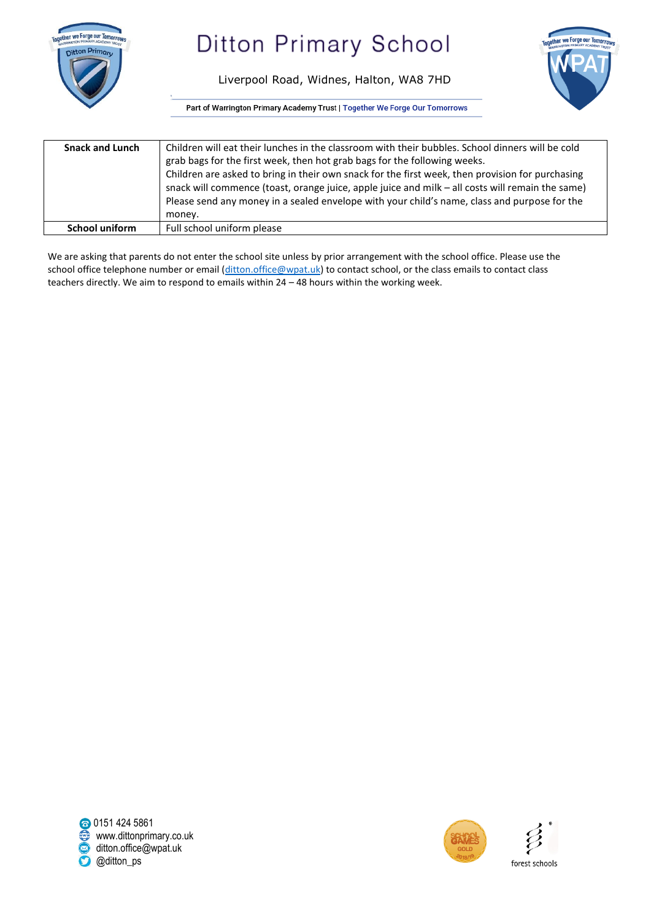| | |
|---|---|
| **Snack and Lunch** | Children will eat their lunches in the classroom with their bubbles. School dinners will be cold grab bags for the first week, then hot grab bags for the following weeks.<br>Children are asked to bring in their own snack for the first week, then provision for purchasing snack will commence (toast, orange juice, apple juice and milk – all costs will remain the same) Please send any money in a sealed envelope with your child's name, class and purpose for the money. |
| **School uniform** | Full school uniform please |

We are asking that parents do not enter the school site unless by prior arrangement with the school office. Please use the school office telephone number or email (ditton.office@wpat.uk) to contact school, or the class emails to contact class teachers directly. We aim to respond to emails within 24 – 48 hours within the working week.